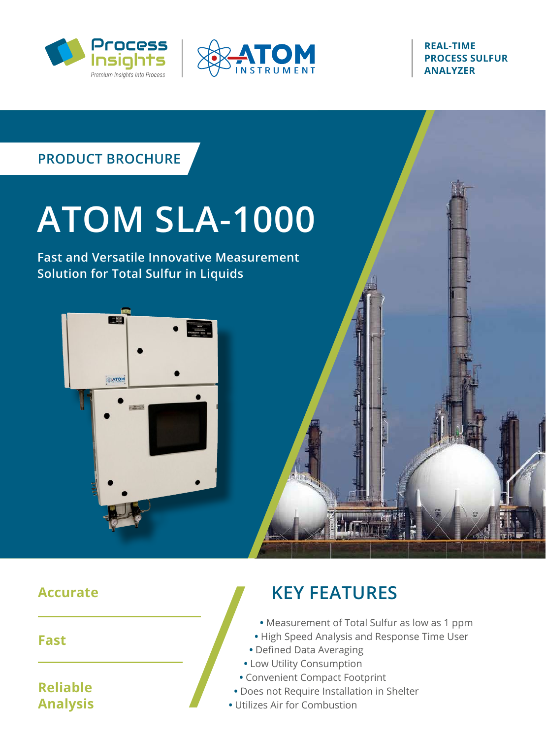REAL-TIME PROCESS SULFUR ANALYZER

PRODUCT BROCHURE

# ATOM SLA-1000

Fast and Versatile Innovative Measurement Solution for Total Sulfur in Liquids

**Accurate**

**Fast**

**Reliable Analysis**

## KEY FEATURES

- Measurement of Total Sulfur as low as 1 ppm
- High Speed Analysis and Response Time User
- Defined Data Averaging
- Low Utility Consumption
- Convenient Compact Footprint
- Does not Require Installation in Shelter
- Utilizes Air for Combustion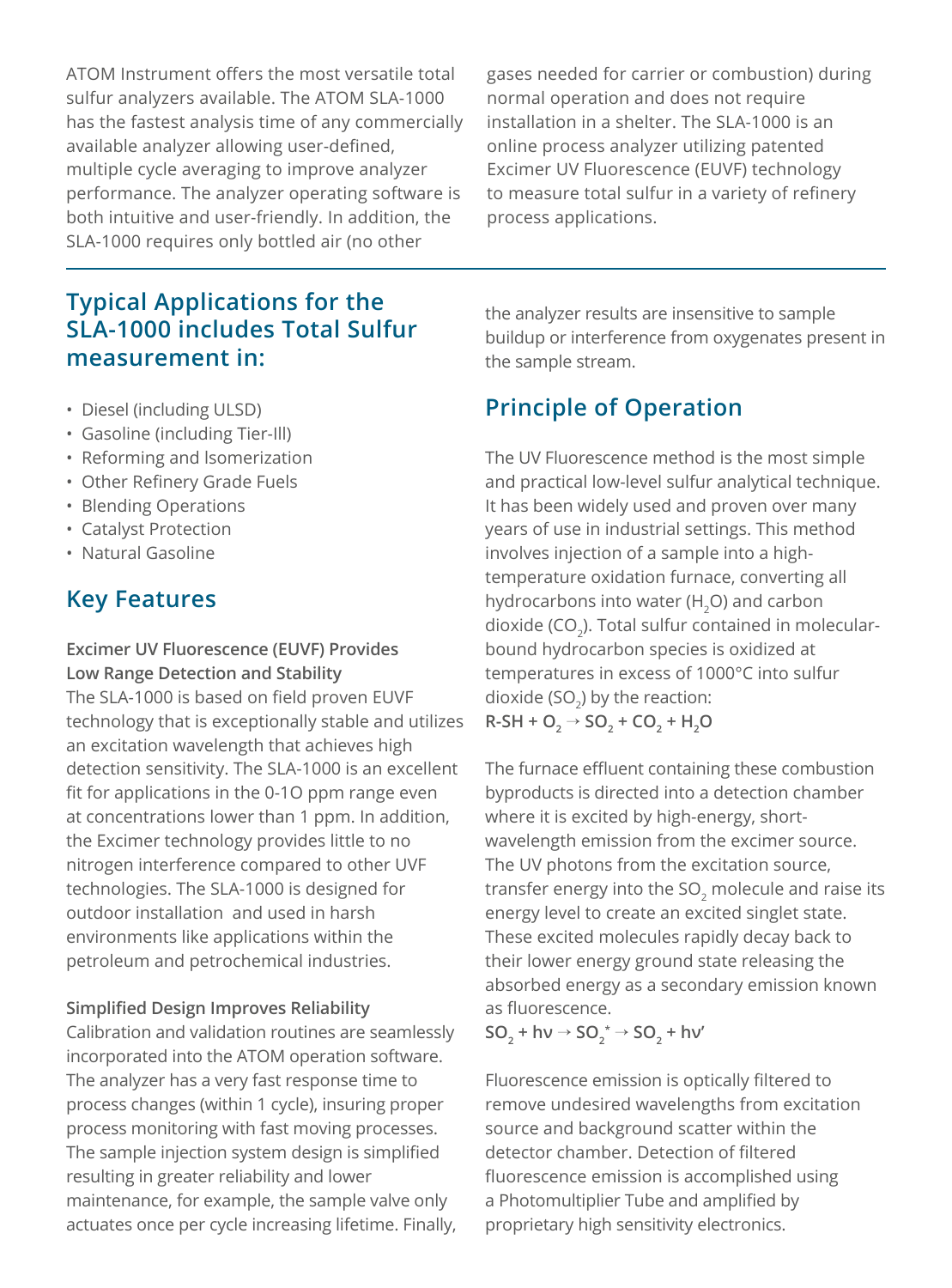ATOM Instrument offers the most versatile total sulfur analyzers available. The ATOM SLA-1000 has the fastest analysis time of any commercially available analyzer allowing user-defined, multiple cycle averaging to improve analyzer performance. The analyzer operating software is both intuitive and user-friendly. In addition, the SLA-1000 requires only bottled air (no other gases needed for carrier or combustion) during normal operation and does not require installation in a shelter. The SLA-1000 is an online process analyzer utilizing patented Excimer UV Fluorescence (EUVF) technology to measure total sulfur in a variety of refinery process applications.

## Typical Applications for the SLA-1000 includes Total Sulfur measurement in:

- Diesel (including ULSD)
- Gasoline (including Tier-lll)
- Reforming and lsomerization
- Other Refinery Grade Fuels
- Blending Operations
- Catalyst Protection
- Natural Gasoline

## Key Features

**Excimer UV Fluorescence (EUVF) Provides Low Range Detection and Stability**

The SLA-1000 is based on field proven EUVF technology that is exceptionally stable and utilizes an excitation wavelength that achieves high detection sensitivity. The SLA-1000 is an excellent fit for applications in the 0-1O ppm range even at concentrations lower than 1 ppm. In addition, the Excimer technology provides little to no nitrogen interference compared to other UVF technologies. The SLA-1000 is designed for outdoor installation and used in harsh environments like applications within the petroleum and petrochemical industries.

**Simplified Design Improves Reliability**

Calibration and validation routines are seamlessly incorporated into the ATOM operation software. The analyzer has a very fast response time to process changes (within 1 cycle), insuring proper process monitoring with fast moving processes. The sample injection system design is simplified resulting in greater reliability and lower maintenance, for example, the sample valve only actuates once per cycle increasing lifetime. Finally, the analyzer results are insensitive to sample buildup or interference from oxygenates present in the sample stream.

## Principle of Operation

The UV Fluorescence method is the most simple and practical low-level sulfur analytical technique. It has been widely used and proven over many years of use in industrial settings. This method involves injection of a sample into a high-temperature oxidation furnace, converting all hydrocarbons into water ($H_2O$) and carbon dioxide ($CO_2$). Total sulfur contained in molecular-bound hydrocarbon species is oxidized at temperatures in excess of 1000°C into sulfur dioxide ($SO_2$) by the reaction:

$$R\text{-}SH + O_2 \rightarrow SO_2 + CO_2 + H_2O$$

The furnace effluent containing these combustion byproducts is directed into a detection chamber where it is excited by high-energy, short-wavelength emission from the excimer source. The UV photons from the excitation source, transfer energy into the $SO_2$ molecule and raise its energy level to create an excited singlet state. These excited molecules rapidly decay back to their lower energy ground state releasing the absorbed energy as a secondary emission known as fluorescence.

$$SO_2 + h\nu \rightarrow SO_2^* \rightarrow SO_2 + h\nu'$$

Fluorescence emission is optically filtered to remove undesired wavelengths from excitation source and background scatter within the detector chamber. Detection of filtered fluorescence emission is accomplished using a Photomultiplier Tube and amplified by proprietary high sensitivity electronics.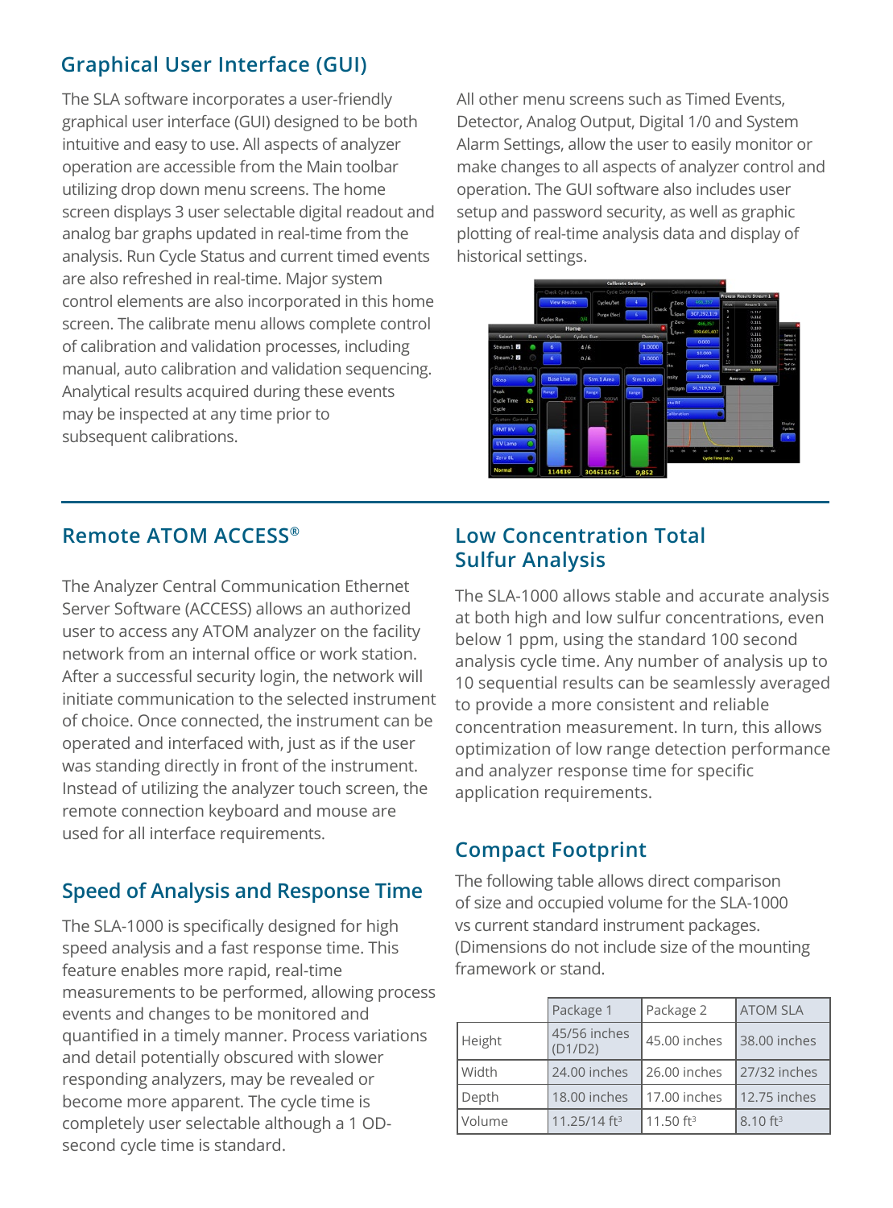## Graphical User Interface (GUI)

The SLA software incorporates a user-friendly graphical user interface (GUI) designed to be both intuitive and easy to use. All aspects of analyzer operation are accessible from the Main toolbar utilizing drop down menu screens. The home screen displays 3 user selectable digital readout and analog bar graphs updated in real-time from the analysis. Run Cycle Status and current timed events are also refreshed in real-time. Major system control elements are also incorporated in this home screen. The calibrate menu allows complete control of calibration and validation processes, including manual, auto calibration and validation sequencing. Analytical results acquired during these events may be inspected at any time prior to subsequent calibrations.

All other menu screens such as Timed Events, Detector, Analog Output, Digital 1/0 and System Alarm Settings, allow the user to easily monitor or make changes to all aspects of analyzer control and operation. The GUI software also includes user setup and password security, as well as graphic plotting of real-time analysis data and display of historical settings.

## Remote ATOM ACCESS®

The Analyzer Central Communication Ethernet Server Software (ACCESS) allows an authorized user to access any ATOM analyzer on the facility network from an internal office or work station. After a successful security login, the network will initiate communication to the selected instrument of choice. Once connected, the instrument can be operated and interfaced with, just as if the user was standing directly in front of the instrument. Instead of utilizing the analyzer touch screen, the remote connection keyboard and mouse are used for all interface requirements.

## Speed of Analysis and Response Time

The SLA-1000 is specifically designed for high speed analysis and a fast response time. This feature enables more rapid, real-time measurements to be performed, allowing process events and changes to be monitored and quantified in a timely manner. Process variations and detail potentially obscured with slower responding analyzers, may be revealed or become more apparent. The cycle time is completely user selectable although a 1 OD-second cycle time is standard.

## Low Concentration Total Sulfur Analysis

The SLA-1000 allows stable and accurate analysis at both high and low sulfur concentrations, even below 1 ppm, using the standard 100 second analysis cycle time. Any number of analysis up to 10 sequential results can be seamlessly averaged to provide a more consistent and reliable concentration measurement. In turn, this allows optimization of low range detection performance and analyzer response time for specific application requirements.

## Compact Footprint

The following table allows direct comparison of size and occupied volume for the SLA-1000 vs current standard instrument packages. (Dimensions do not include size of the mounting framework or stand.

| | Package 1 | Package 2 | ATOM SLA |
|---|---|---|---|
| Height | 45/56 inches (D1/D2) | 45.00 inches | 38.00 inches |
| Width | 24.00 inches | 26.00 inches | 27/32 inches |
| Depth | 18.00 inches | 17.00 inches | 12.75 inches |
| Volume | 11.25/14 ft³ | 11.50 ft³ | 8.10 ft³ |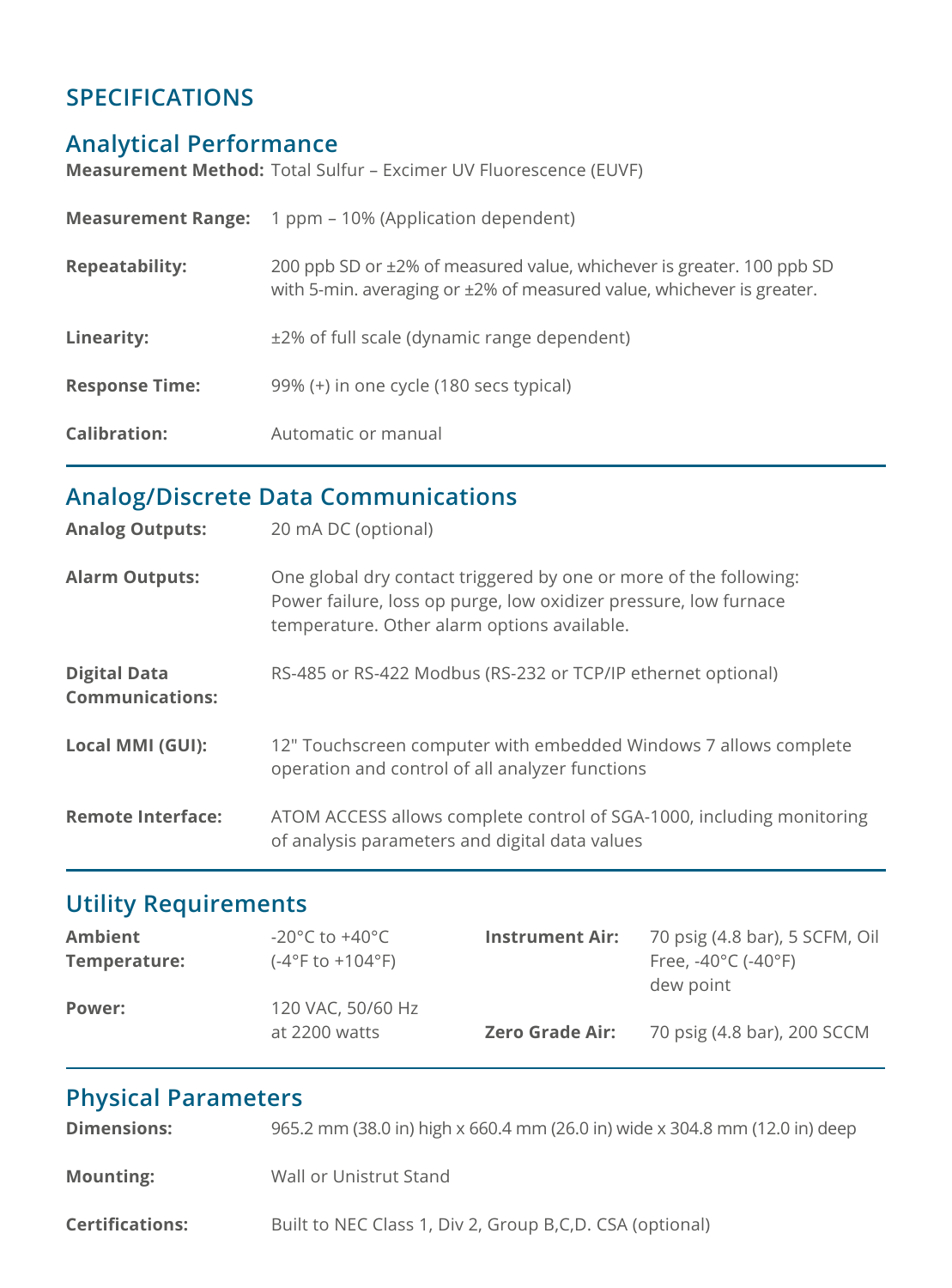# SPECIFICATIONS

## Analytical Performance

**Measurement Method:** Total Sulfur – Excimer UV Fluorescence (EUVF)

**Measurement Range:** 1 ppm – 10% (Application dependent)

**Repeatability:** 200 ppb SD or ±2% of measured value, whichever is greater. 100 ppb SD with 5-min. averaging or ±2% of measured value, whichever is greater.

**Linearity:** ±2% of full scale (dynamic range dependent)

**Response Time:** 99% (+) in one cycle (180 secs typical)

**Calibration:** Automatic or manual

## Analog/Discrete Data Communications

**Analog Outputs:** 20 mA DC (optional)

**Alarm Outputs:** One global dry contact triggered by one or more of the following: Power failure, loss op purge, low oxidizer pressure, low furnace temperature. Other alarm options available.

**Digital Data Communications:** RS-485 or RS-422 Modbus (RS-232 or TCP/IP ethernet optional)

**Local MMI (GUI):** 12" Touchscreen computer with embedded Windows 7 allows complete operation and control of all analyzer functions

**Remote Interface:** ATOM ACCESS allows complete control of SGA-1000, including monitoring of analysis parameters and digital data values

## Utility Requirements

**Ambient Temperature:** -20°C to +40°C (-4°F to +104°F)

**Power:** 120 VAC, 50/60 Hz at 2200 watts

**Instrument Air:** 70 psig (4.8 bar), 5 SCFM, Oil Free, -40°C (-40°F) dew point

**Zero Grade Air:** 70 psig (4.8 bar), 200 SCCM

## Physical Parameters

**Dimensions:** 965.2 mm (38.0 in) high x 660.4 mm (26.0 in) wide x 304.8 mm (12.0 in) deep

**Mounting:** Wall or Unistrut Stand

**Certifications:** Built to NEC Class 1, Div 2, Group B,C,D. CSA (optional)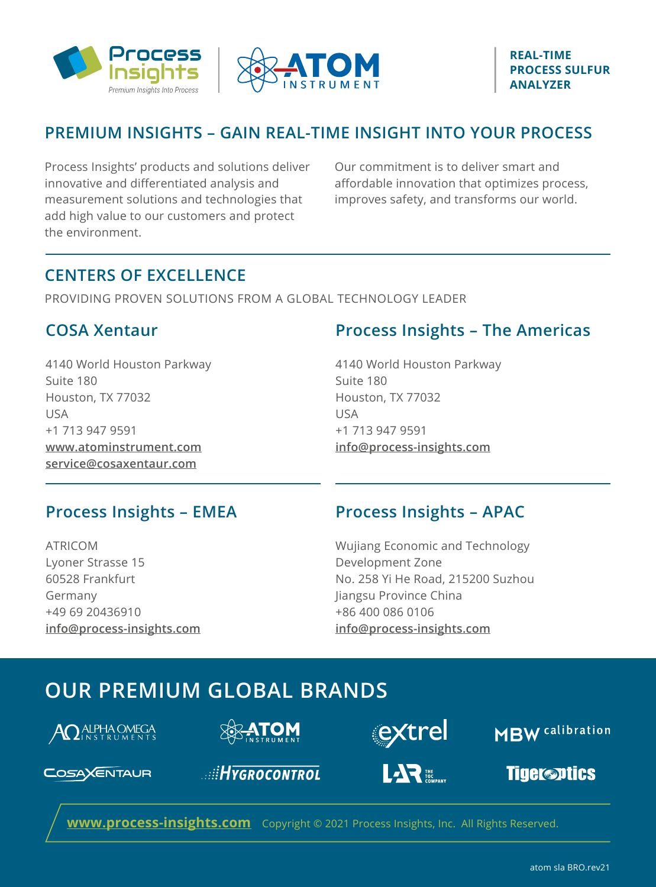**REAL-TIME PROCESS SULFUR ANALYZER**

## PREMIUM INSIGHTS – GAIN REAL-TIME INSIGHT INTO YOUR PROCESS

Process Insights' products and solutions deliver innovative and differentiated analysis and measurement solutions and technologies that add high value to our customers and protect the environment.

Our commitment is to deliver smart and affordable innovation that optimizes process, improves safety, and transforms our world.

## CENTERS OF EXCELLENCE

PROVIDING PROVEN SOLUTIONS FROM A GLOBAL TECHNOLOGY LEADER

### COSA Xentaur

4140 World Houston Parkway
Suite 180
Houston, TX 77032
USA
+1 713 947 9591
**www.atominstrument.com**
**service@cosaxentaur.com**

### Process Insights – The Americas

4140 World Houston Parkway
Suite 180
Houston, TX 77032
USA
+1 713 947 9591
**info@process-insights.com**

### Process Insights – EMEA

ATRICOM
Lyoner Strasse 15
60528 Frankfurt
Germany
+49 69 20436910
**info@process-insights.com**

### Process Insights – APAC

Wujiang Economic and Technology Development Zone
No. 258 Yi He Road, 215200 Suzhou
Jiangsu Province China
+86 400 086 0106
**info@process-insights.com**

## OUR PREMIUM GLOBAL BRANDS

ALPHA OMEGA INSTRUMENTS
ATOM INSTRUMENT
extrel
MBW calibration
COSA XENTAUR
HYGROCONTROL
LAR THE TOC COMPANY
Tiger Optics

**www.process-insights.com** Copyright © 2021 Process Insights, Inc. All Rights Reserved.

atom sla BRO.rev21